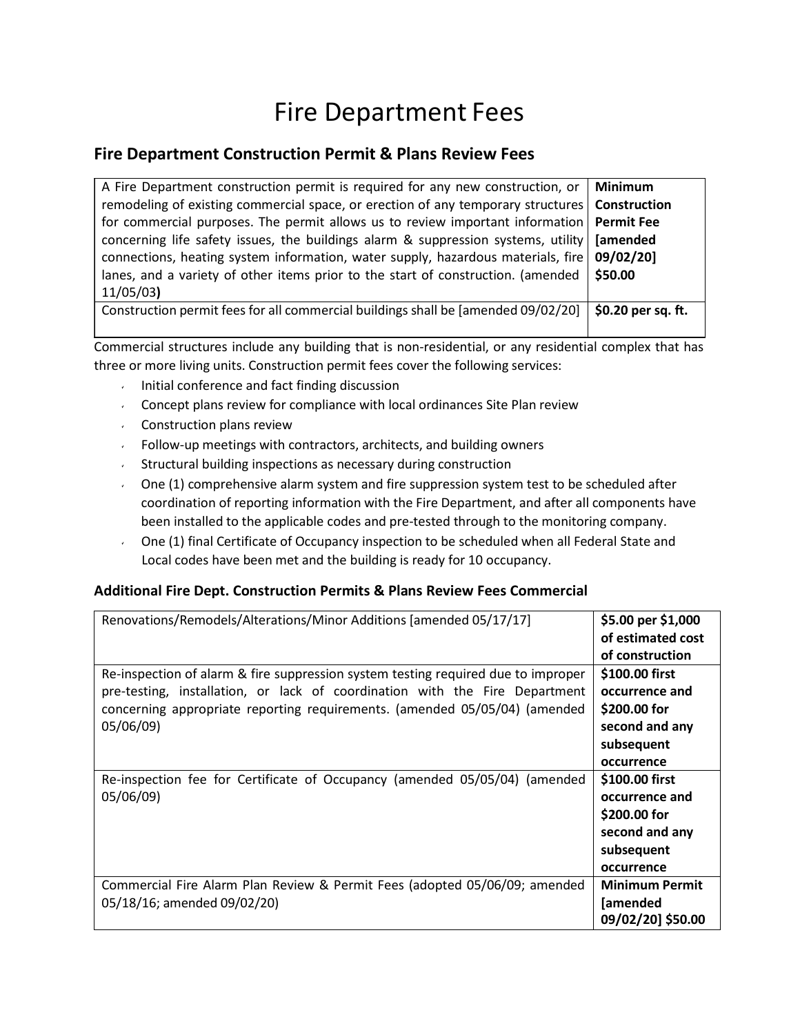# Fire Department Fees

## Fire Department Construction Permit & Plans Review Fees

| A Fire Department construction permit is required for any new construction, or remodeling of existing commercial space, or erection of any temporary structures for commercial purposes. The permit allows us to review important information concerning life safety issues, the buildings alarm & suppression systems, utility connections, heating system information, water supply, hazardous materials, fire lanes, and a variety of other items prior to the start of construction. (amended 11/05/03**)** | **Minimum Construction Permit Fee [amended 09/02/20] $50.00** |
|---|---|
| Construction permit fees for all commercial buildings shall be [amended 09/02/20] | **$0.20 per sq. ft.** |

Commercial structures include any building that is non-residential, or any residential complex that has three or more living units. Construction permit fees cover the following services:

- Initial conference and fact finding discussion
- Concept plans review for compliance with local ordinances Site Plan review
- Construction plans review
- Follow-up meetings with contractors, architects, and building owners
- Structural building inspections as necessary during construction
- One (1) comprehensive alarm system and fire suppression system test to be scheduled after coordination of reporting information with the Fire Department, and after all components have been installed to the applicable codes and pre-tested through to the monitoring company.
- One (1) final Certificate of Occupancy inspection to be scheduled when all Federal State and Local codes have been met and the building is ready for 10 occupancy.

### Additional Fire Dept. Construction Permits & Plans Review Fees Commercial

| Renovations/Remodels/Alterations/Minor Additions [amended 05/17/17] | **$5.00 per $1,000 of estimated cost of construction** |
|---|---|
| Re-inspection of alarm & fire suppression system testing required due to improper pre-testing, installation, or lack of coordination with the Fire Department concerning appropriate reporting requirements. (amended 05/05/04) (amended 05/06/09) | **$100.00 first occurrence and $200.00 for second and any subsequent occurrence** |
| Re-inspection fee for Certificate of Occupancy (amended 05/05/04) (amended 05/06/09) | **$100.00 first occurrence and $200.00 for second and any subsequent occurrence** |
| Commercial Fire Alarm Plan Review & Permit Fees (adopted 05/06/09; amended 05/18/16; amended 09/02/20) | **Minimum Permit [amended 09/02/20] $50.00** |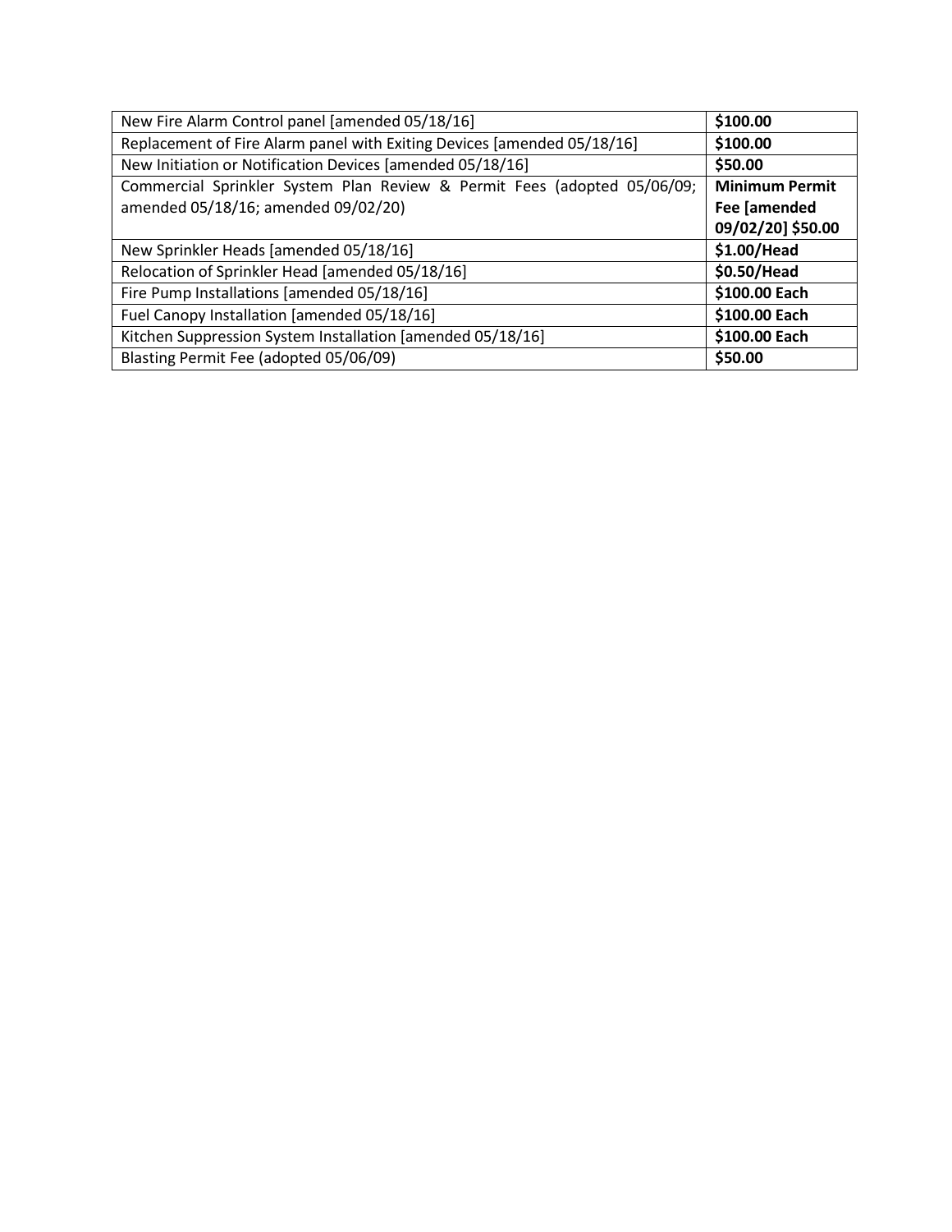| | |
|---|---|
| New Fire Alarm Control panel [amended 05/18/16] | **$100.00** |
| Replacement of Fire Alarm panel with Exiting Devices [amended 05/18/16] | **$100.00** |
| New Initiation or Notification Devices [amended 05/18/16] | **$50.00** |
| Commercial Sprinkler System Plan Review & Permit Fees (adopted 05/06/09; amended 05/18/16; amended 09/02/20) | **Minimum Permit Fee [amended 09/02/20] $50.00** |
| New Sprinkler Heads [amended 05/18/16] | **$1.00/Head** |
| Relocation of Sprinkler Head [amended 05/18/16] | **$0.50/Head** |
| Fire Pump Installations [amended 05/18/16] | **$100.00 Each** |
| Fuel Canopy Installation [amended 05/18/16] | **$100.00 Each** |
| Kitchen Suppression System Installation [amended 05/18/16] | **$100.00 Each** |
| Blasting Permit Fee (adopted 05/06/09) | **$50.00** |